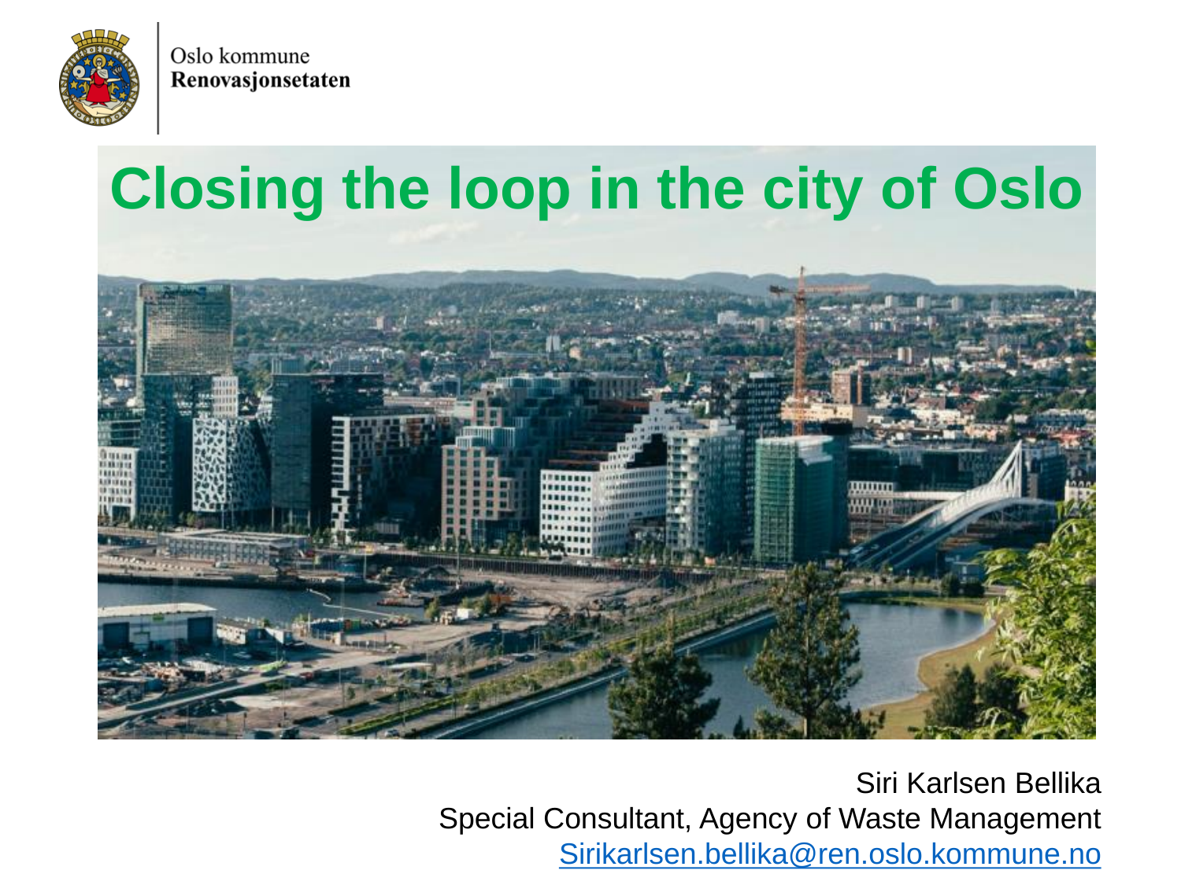Oslo kommune
**Renovasjonsetaten**

# Closing the loop in the city of Oslo

Siri Karlsen Bellika
Special Consultant, Agency of Waste Management
Sirikarlsen.bellika@ren.oslo.kommune.no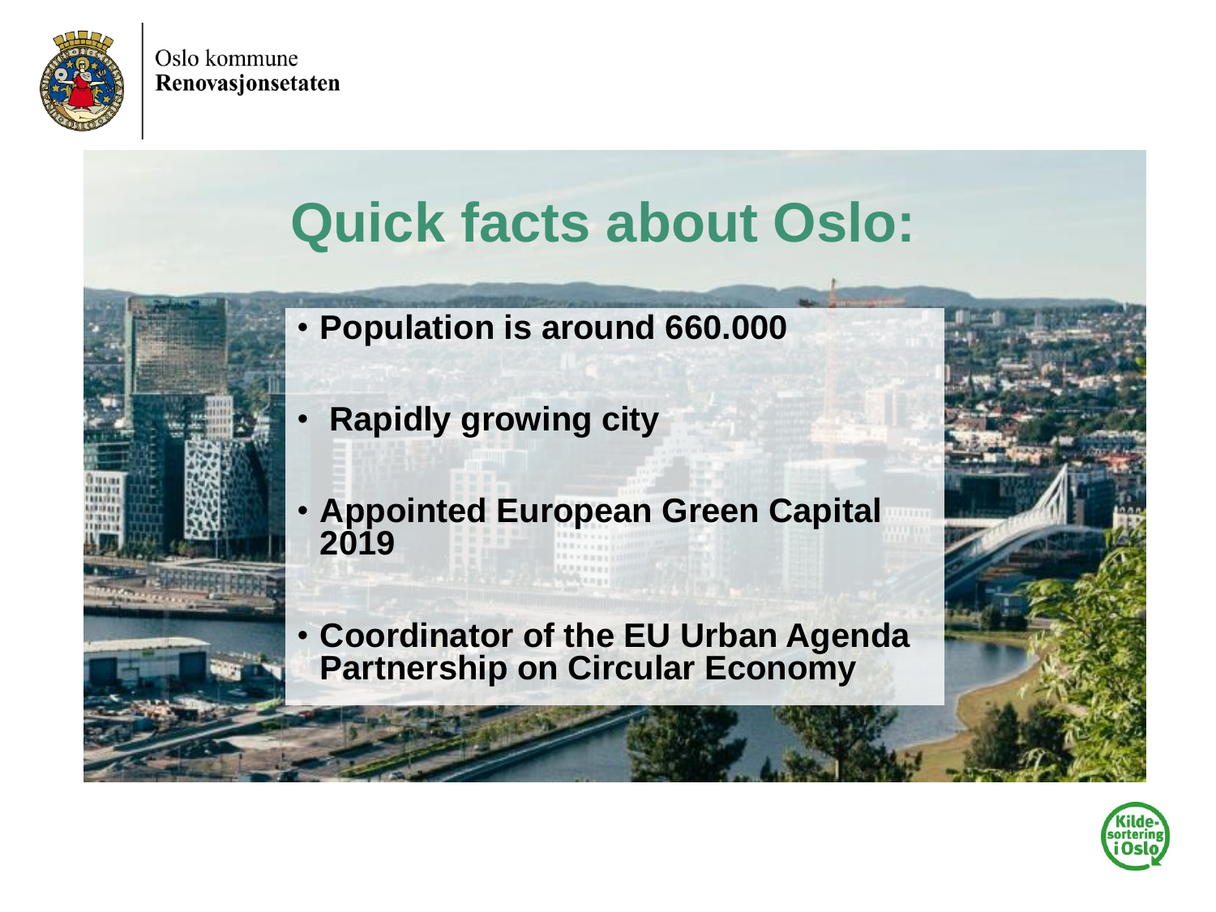# Quick facts about Oslo:

- **Population is around 660.000**
- **Rapidly growing city**
- **Appointed European Green Capital 2019**
- **Coordinator of the EU Urban Agenda Partnership on Circular Economy**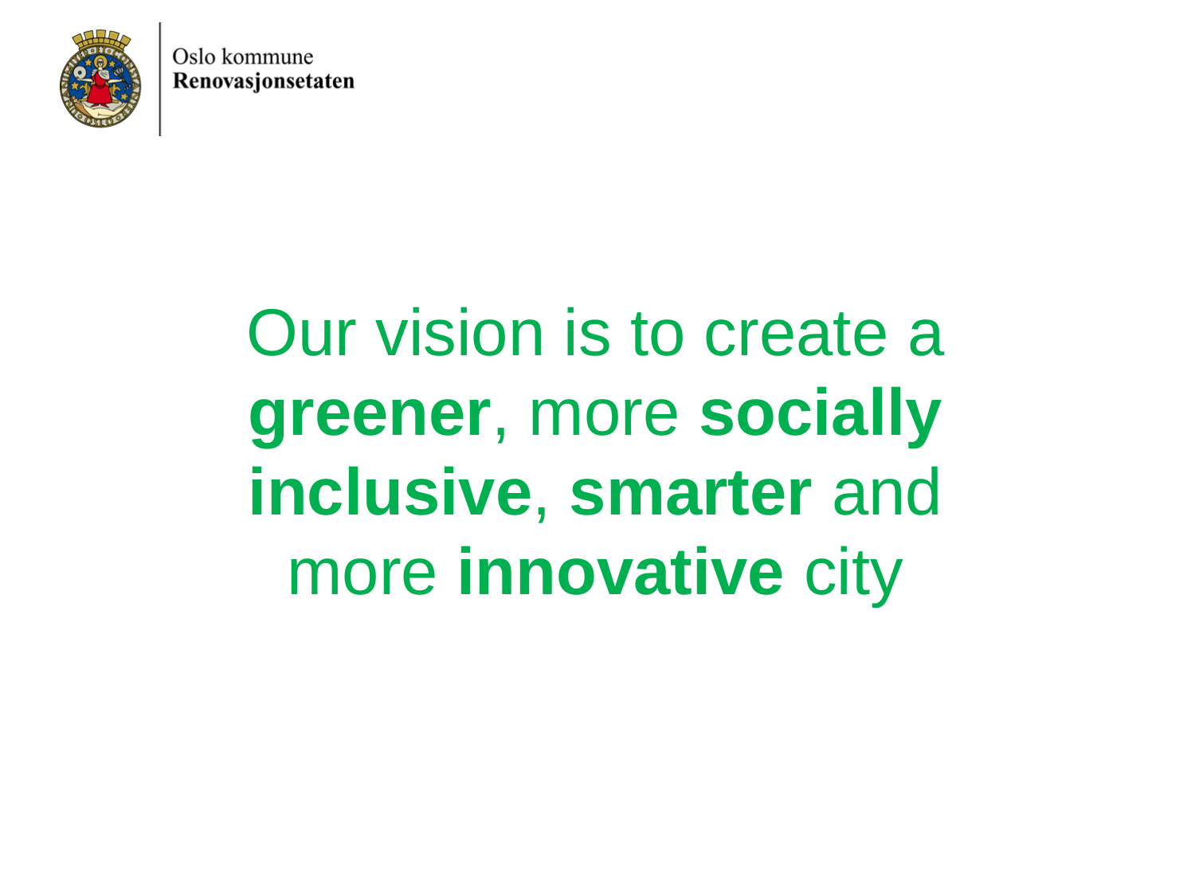Oslo kommune
**Renovasjonsetaten**

Our vision is to create a **greener**, more **socially inclusive**, **smarter** and more **innovative** city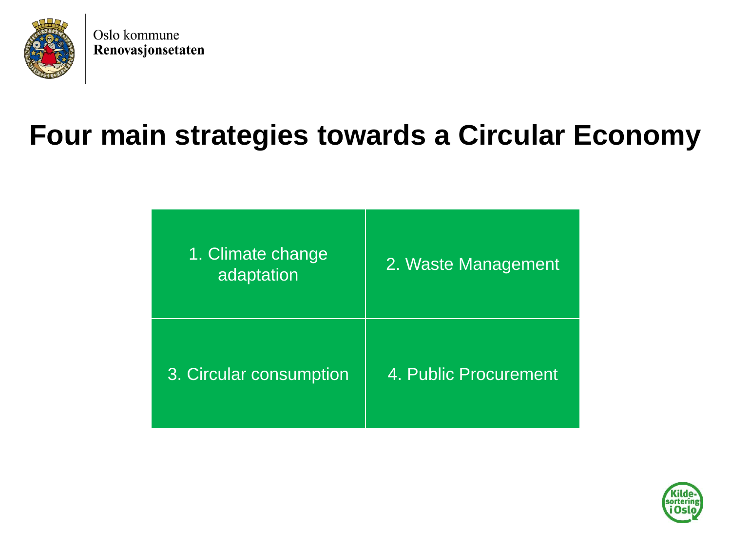Oslo kommune
**Renovasjonsetaten**

# Four main strategies towards a Circular Economy

| | |
|---|---|
| 1. Climate change adaptation | 2. Waste Management |
| 3. Circular consumption | 4. Public Procurement |

Kilde-sortering i Oslo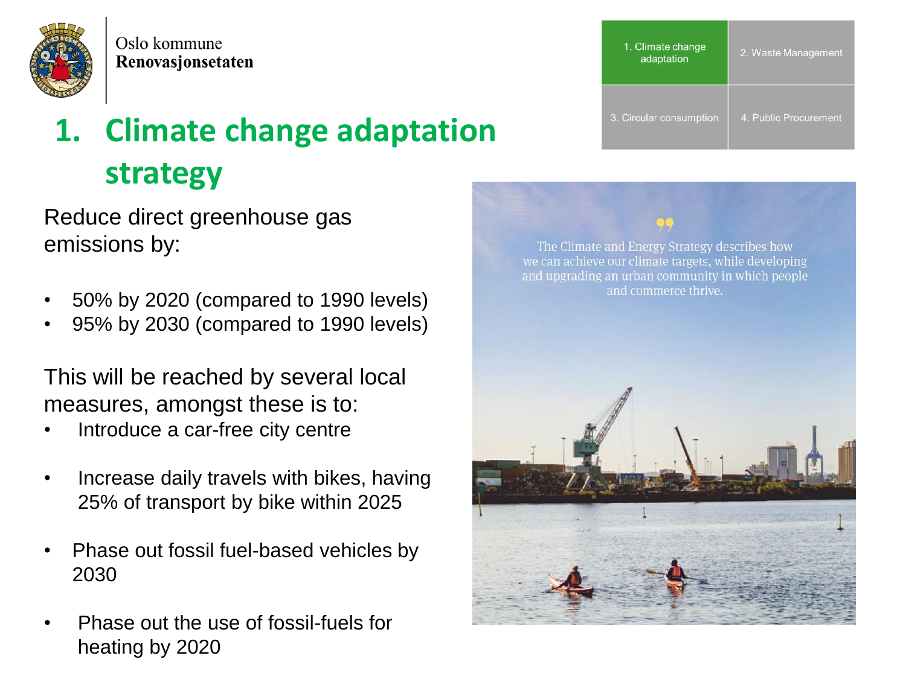Oslo kommune
**Renovasjonsetaten**

| 1. Climate change adaptation | 2. Waste Management |
| --- | --- |
| 3. Circular consumption | 4. Public Procurement |

# 1. Climate change adaptation strategy

Reduce direct greenhouse gas emissions by:

- 50% by 2020 (compared to 1990 levels)
- 95% by 2030 (compared to 1990 levels)

This will be reached by several local measures, amongst these is to:

- Introduce a car-free city centre
- Increase daily travels with bikes, having 25% of transport by bike within 2025
- Phase out fossil fuel-based vehicles by 2030
- Phase out the use of fossil-fuels for heating by 2020

> The Climate and Energy Strategy describes how we can achieve our climate targets, while developing and upgrading an urban community in which people and commerce thrive.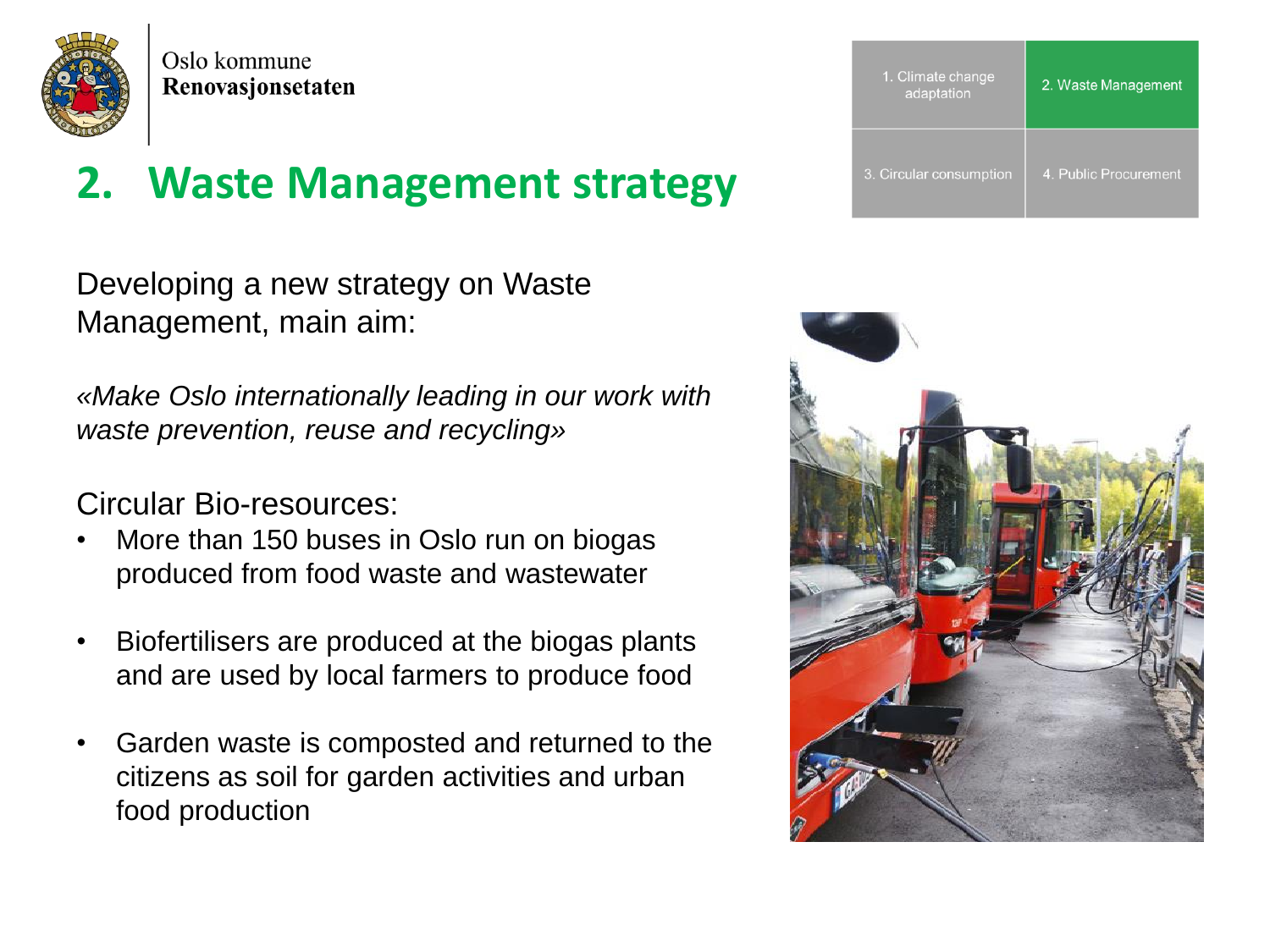Oslo kommune
**Renovasjonsetaten**

| 1. Climate change adaptation | 2. Waste Management |
| --- | --- |
| 3. Circular consumption | 4. Public Procurement |

# 2. Waste Management strategy

Developing a new strategy on Waste Management, main aim:

*«Make Oslo internationally leading in our work with waste prevention, reuse and recycling»*

Circular Bio-resources:

- More than 150 buses in Oslo run on biogas produced from food waste and wastewater
- Biofertilisers are produced at the biogas plants and are used by local farmers to produce food
- Garden waste is composted and returned to the citizens as soil for garden activities and urban food production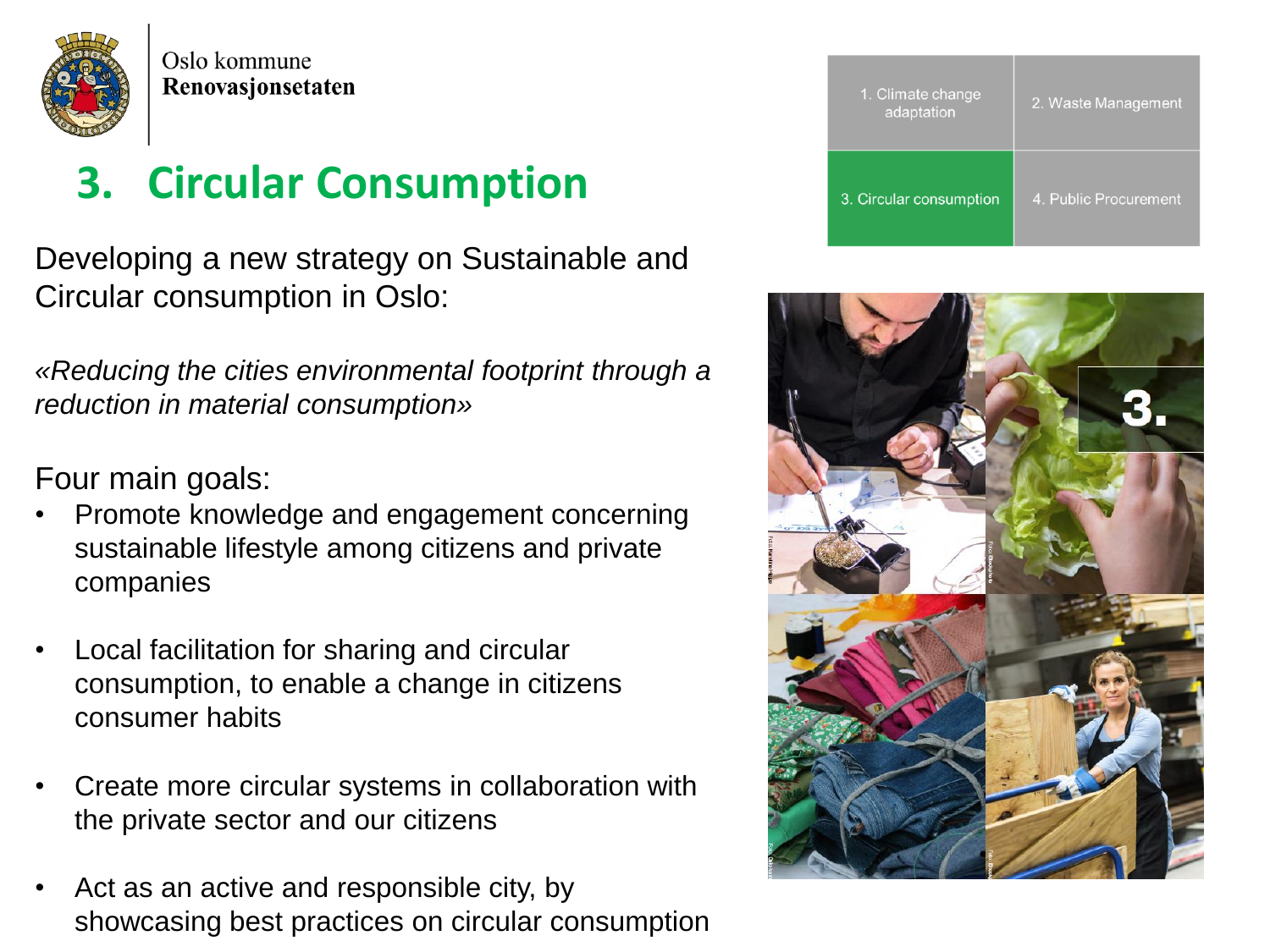Oslo kommune
**Renovasjonsetaten**

| 1. Climate change adaptation | 2. Waste Management |
| --- | --- |
| 3. Circular consumption | 4. Public Procurement |

# 3. Circular Consumption

Developing a new strategy on Sustainable and Circular consumption in Oslo:

*«Reducing the cities environmental footprint through a reduction in material consumption»*

Four main goals:

- Promote knowledge and engagement concerning sustainable lifestyle among citizens and private companies
- Local facilitation for sharing and circular consumption, to enable a change in citizens consumer habits
- Create more circular systems in collaboration with the private sector and our citizens
- Act as an active and responsible city, by showcasing best practices on circular consumption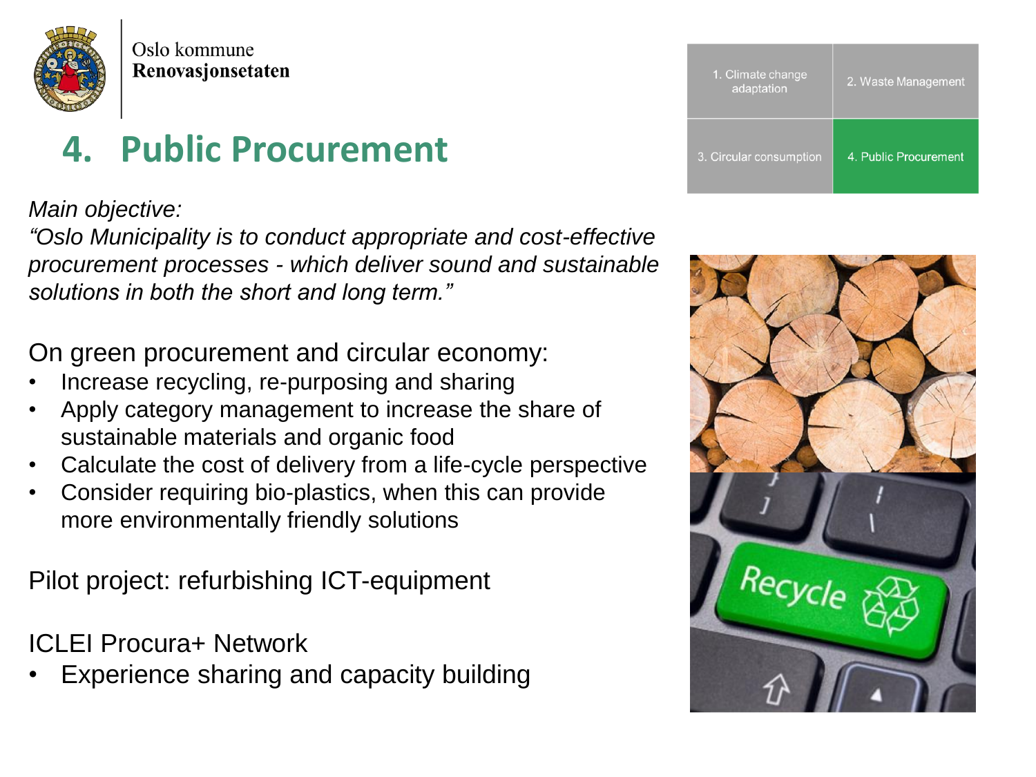Oslo kommune
**Renovasjonsetaten**

| 1. Climate change adaptation | 2. Waste Management |
| --- | --- |
| 3. Circular consumption | 4. Public Procurement |

# 4. Public Procurement

*Main objective:*
*"Oslo Municipality is to conduct appropriate and cost-effective procurement processes - which deliver sound and sustainable solutions in both the short and long term."*

On green procurement and circular economy:

- Increase recycling, re-purposing and sharing
- Apply category management to increase the share of sustainable materials and organic food
- Calculate the cost of delivery from a life-cycle perspective
- Consider requiring bio-plastics, when this can provide more environmentally friendly solutions

Pilot project: refurbishing ICT-equipment

ICLEI Procura+ Network

- Experience sharing and capacity building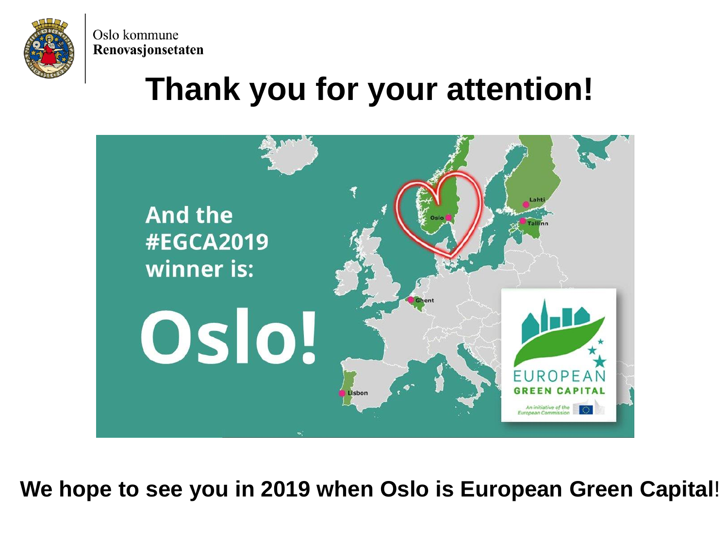Oslo kommune
**Renovasjonsetaten**

# Thank you for your attention!

And the
#EGCA2019
winner is:

Oslo!

Oslo

Lahti

Tallinn

Ghent

Lisbon

EUROPEAN
GREEN CAPITAL

An initiative of the
European Commission

**We hope to see you in 2019 when Oslo is European Green Capital**!